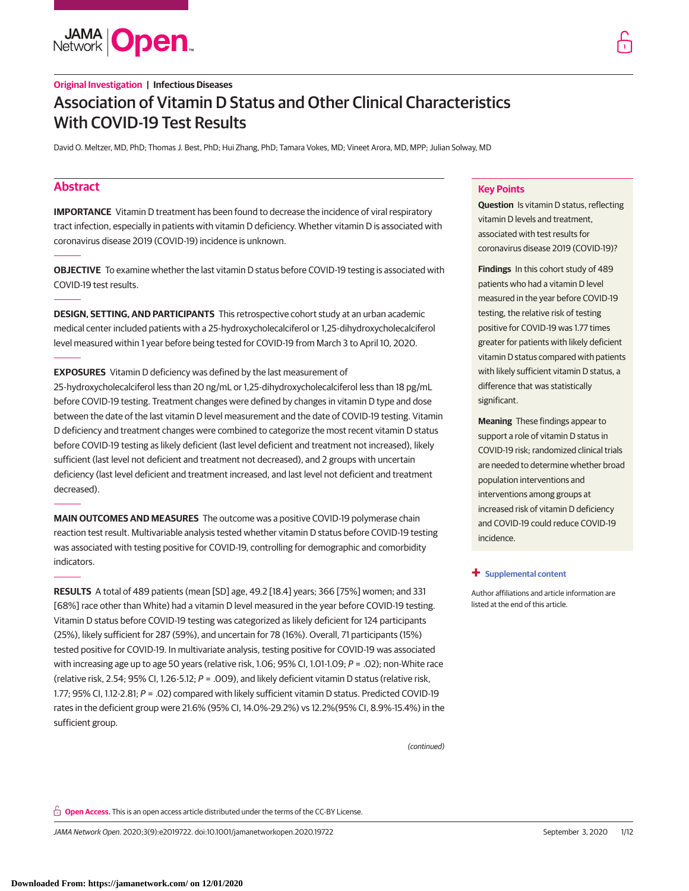Original Investigation | Infectious Diseases

# Association of Vitamin D Status and Other Clinical Characteristics With COVID-19 Test Results

David O. Meltzer, MD, PhD; Thomas J. Best, PhD; Hui Zhang, PhD; Tamara Vokes, MD; Vineet Arora, MD, MPP; Julian Solway, MD

## Abstract

**IMPORTANCE** Vitamin D treatment has been found to decrease the incidence of viral respiratory tract infection, especially in patients with vitamin D deficiency. Whether vitamin D is associated with coronavirus disease 2019 (COVID-19) incidence is unknown.

**OBJECTIVE** To examine whether the last vitamin D status before COVID-19 testing is associated with COVID-19 test results.

**DESIGN, SETTING, AND PARTICIPANTS** This retrospective cohort study at an urban academic medical center included patients with a 25-hydroxycholecalciferol or 1,25-dihydroxycholecalciferol level measured within 1 year before being tested for COVID-19 from March 3 to April 10, 2020.

**EXPOSURES** Vitamin D deficiency was defined by the last measurement of 25-hydroxycholecalciferol less than 20 ng/mL or 1,25-dihydroxycholecalciferol less than 18 pg/mL before COVID-19 testing. Treatment changes were defined by changes in vitamin D type and dose between the date of the last vitamin D level measurement and the date of COVID-19 testing. Vitamin D deficiency and treatment changes were combined to categorize the most recent vitamin D status before COVID-19 testing as likely deficient (last level deficient and treatment not increased), likely sufficient (last level not deficient and treatment not decreased), and 2 groups with uncertain deficiency (last level deficient and treatment increased, and last level not deficient and treatment decreased).

**MAIN OUTCOMES AND MEASURES** The outcome was a positive COVID-19 polymerase chain reaction test result. Multivariable analysis tested whether vitamin D status before COVID-19 testing was associated with testing positive for COVID-19, controlling for demographic and comorbidity indicators.

**RESULTS** A total of 489 patients (mean [SD] age, 49.2 [18.4] years; 366 [75%] women; and 331 [68%] race other than White) had a vitamin D level measured in the year before COVID-19 testing. Vitamin D status before COVID-19 testing was categorized as likely deficient for 124 participants (25%), likely sufficient for 287 (59%), and uncertain for 78 (16%). Overall, 71 participants (15%) tested positive for COVID-19. In multivariate analysis, testing positive for COVID-19 was associated with increasing age up to age 50 years (relative risk, 1.06; 95% CI, 1.01-1.09; $P = .02$); non-White race (relative risk, 2.54; 95% CI, 1.26-5.12; $P = .009$), and likely deficient vitamin D status (relative risk, 1.77; 95% CI, 1.12-2.81; $P = .02$) compared with likely sufficient vitamin D status. Predicted COVID-19 rates in the deficient group were 21.6% (95% CI, 14.0%-29.2%) vs 12.2%(95% CI, 8.9%-15.4%) in the sufficient group.

*(continued)*

## Key Points

**Question** Is vitamin D status, reflecting vitamin D levels and treatment, associated with test results for coronavirus disease 2019 (COVID-19)?

**Findings** In this cohort study of 489 patients who had a vitamin D level measured in the year before COVID-19 testing, the relative risk of testing positive for COVID-19 was 1.77 times greater for patients with likely deficient vitamin D status compared with patients with likely sufficient vitamin D status, a difference that was statistically significant.

**Meaning** These findings appear to support a role of vitamin D status in COVID-19 risk; randomized clinical trials are needed to determine whether broad population interventions and interventions among groups at increased risk of vitamin D deficiency and COVID-19 could reduce COVID-19 incidence.

**+ Supplemental content**

Author affiliations and article information are listed at the end of this article.

**Open Access.** This is an open access article distributed under the terms of the CC-BY License.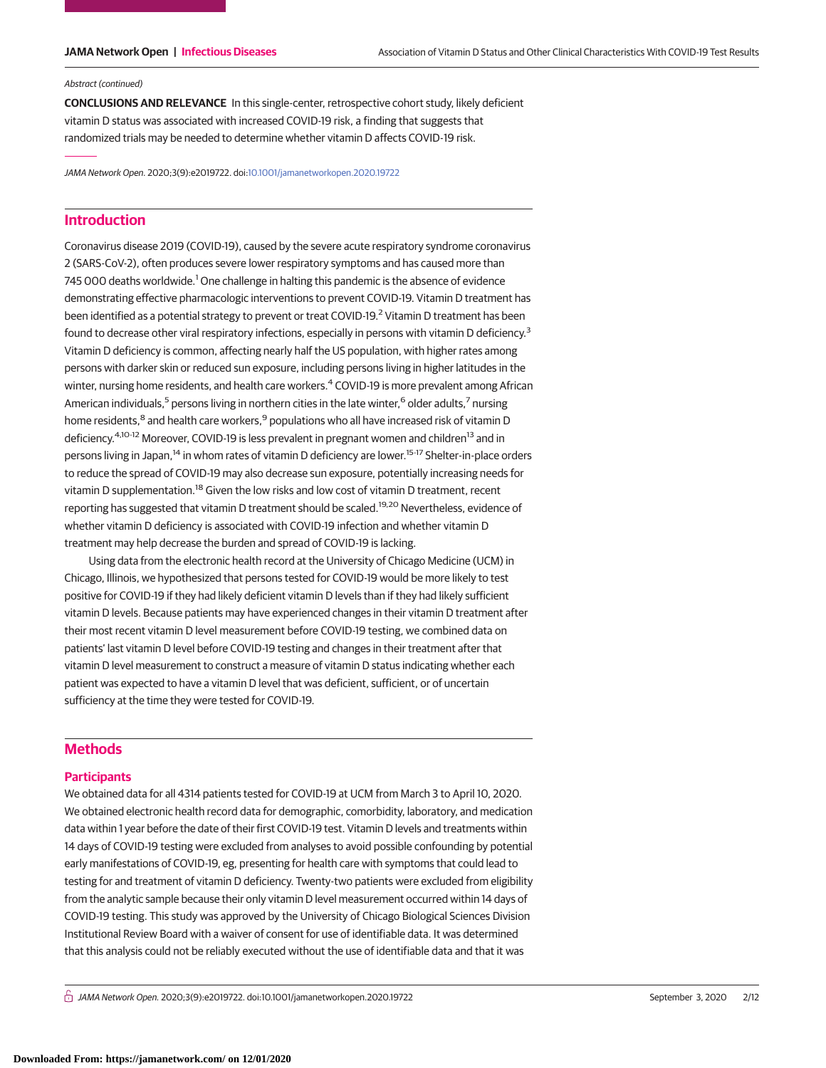*Abstract (continued)*

**CONCLUSIONS AND RELEVANCE** In this single-center, retrospective cohort study, likely deficient vitamin D status was associated with increased COVID-19 risk, a finding that suggests that randomized trials may be needed to determine whether vitamin D affects COVID-19 risk.

*JAMA Network Open.* 2020;3(9):e2019722. doi:10.1001/jamanetworkopen.2020.19722

## Introduction

Coronavirus disease 2019 (COVID-19), caused by the severe acute respiratory syndrome coronavirus 2 (SARS-CoV-2), often produces severe lower respiratory symptoms and has caused more than 745 000 deaths worldwide.[1] One challenge in halting this pandemic is the absence of evidence demonstrating effective pharmacologic interventions to prevent COVID-19. Vitamin D treatment has been identified as a potential strategy to prevent or treat COVID-19.[2] Vitamin D treatment has been found to decrease other viral respiratory infections, especially in persons with vitamin D deficiency.[3] Vitamin D deficiency is common, affecting nearly half the US population, with higher rates among persons with darker skin or reduced sun exposure, including persons living in higher latitudes in the winter, nursing home residents, and health care workers.[4] COVID-19 is more prevalent among African American individuals,[5] persons living in northern cities in the late winter,[6] older adults,[7] nursing home residents,[8] and health care workers,[9] populations who all have increased risk of vitamin D deficiency.[4,10-12] Moreover, COVID-19 is less prevalent in pregnant women and children[13] and in persons living in Japan,[14] in whom rates of vitamin D deficiency are lower.[15-17] Shelter-in-place orders to reduce the spread of COVID-19 may also decrease sun exposure, potentially increasing needs for vitamin D supplementation.[18] Given the low risks and low cost of vitamin D treatment, recent reporting has suggested that vitamin D treatment should be scaled.[19,20] Nevertheless, evidence of whether vitamin D deficiency is associated with COVID-19 infection and whether vitamin D treatment may help decrease the burden and spread of COVID-19 is lacking.

Using data from the electronic health record at the University of Chicago Medicine (UCM) in Chicago, Illinois, we hypothesized that persons tested for COVID-19 would be more likely to test positive for COVID-19 if they had likely deficient vitamin D levels than if they had likely sufficient vitamin D levels. Because patients may have experienced changes in their vitamin D treatment after their most recent vitamin D level measurement before COVID-19 testing, we combined data on patients' last vitamin D level before COVID-19 testing and changes in their treatment after that vitamin D level measurement to construct a measure of vitamin D status indicating whether each patient was expected to have a vitamin D level that was deficient, sufficient, or of uncertain sufficiency at the time they were tested for COVID-19.

## Methods

### Participants

We obtained data for all 4314 patients tested for COVID-19 at UCM from March 3 to April 10, 2020. We obtained electronic health record data for demographic, comorbidity, laboratory, and medication data within 1 year before the date of their first COVID-19 test. Vitamin D levels and treatments within 14 days of COVID-19 testing were excluded from analyses to avoid possible confounding by potential early manifestations of COVID-19, eg, presenting for health care with symptoms that could lead to testing for and treatment of vitamin D deficiency. Twenty-two patients were excluded from eligibility from the analytic sample because their only vitamin D level measurement occurred within 14 days of COVID-19 testing. This study was approved by the University of Chicago Biological Sciences Division Institutional Review Board with a waiver of consent for use of identifiable data. It was determined that this analysis could not be reliably executed without the use of identifiable data and that it was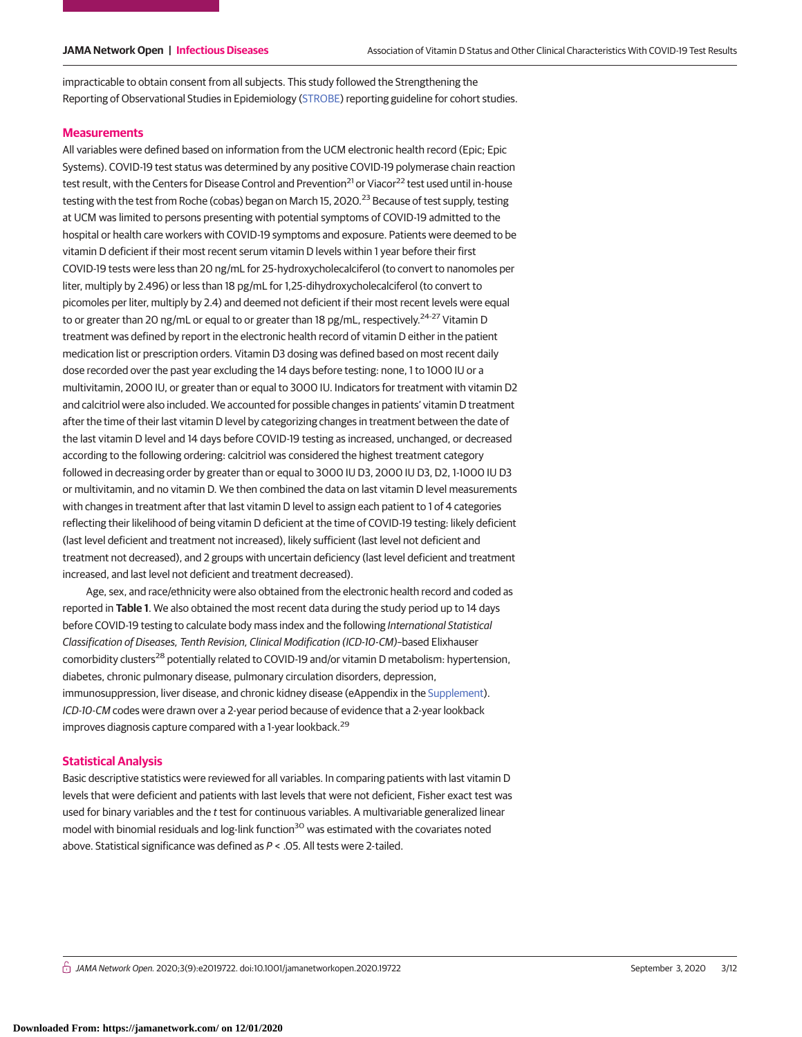impracticable to obtain consent from all subjects. This study followed the Strengthening the Reporting of Observational Studies in Epidemiology (STROBE) reporting guideline for cohort studies.

## Measurements

All variables were defined based on information from the UCM electronic health record (Epic; Epic Systems). COVID-19 test status was determined by any positive COVID-19 polymerase chain reaction test result, with the Centers for Disease Control and Prevention[21] or Viacor[22] test used until in-house testing with the test from Roche (cobas) began on March 15, 2020.[23] Because of test supply, testing at UCM was limited to persons presenting with potential symptoms of COVID-19 admitted to the hospital or health care workers with COVID-19 symptoms and exposure. Patients were deemed to be vitamin D deficient if their most recent serum vitamin D levels within 1 year before their first COVID-19 tests were less than 20 ng/mL for 25-hydroxycholecalciferol (to convert to nanomoles per liter, multiply by 2.496) or less than 18 pg/mL for 1,25-dihydroxycholecalciferol (to convert to picomoles per liter, multiply by 2.4) and deemed not deficient if their most recent levels were equal to or greater than 20 ng/mL or equal to or greater than 18 pg/mL, respectively.[24-27] Vitamin D treatment was defined by report in the electronic health record of vitamin D either in the patient medication list or prescription orders. Vitamin D3 dosing was defined based on most recent daily dose recorded over the past year excluding the 14 days before testing: none, 1 to 1000 IU or a multivitamin, 2000 IU, or greater than or equal to 3000 IU. Indicators for treatment with vitamin D2 and calcitriol were also included. We accounted for possible changes in patients' vitamin D treatment after the time of their last vitamin D level by categorizing changes in treatment between the date of the last vitamin D level and 14 days before COVID-19 testing as increased, unchanged, or decreased according to the following ordering: calcitriol was considered the highest treatment category followed in decreasing order by greater than or equal to 3000 IU D3, 2000 IU D3, D2, 1-1000 IU D3 or multivitamin, and no vitamin D. We then combined the data on last vitamin D level measurements with changes in treatment after that last vitamin D level to assign each patient to 1 of 4 categories reflecting their likelihood of being vitamin D deficient at the time of COVID-19 testing: likely deficient (last level deficient and treatment not increased), likely sufficient (last level not deficient and treatment not decreased), and 2 groups with uncertain deficiency (last level deficient and treatment increased, and last level not deficient and treatment decreased).

Age, sex, and race/ethnicity were also obtained from the electronic health record and coded as reported in **Table 1**. We also obtained the most recent data during the study period up to 14 days before COVID-19 testing to calculate body mass index and the following *International Statistical Classification of Diseases, Tenth Revision, Clinical Modification (ICD-10-CM)*–based Elixhauser comorbidity clusters[28] potentially related to COVID-19 and/or vitamin D metabolism: hypertension, diabetes, chronic pulmonary disease, pulmonary circulation disorders, depression, immunosuppression, liver disease, and chronic kidney disease (eAppendix in the Supplement). *ICD-10-CM* codes were drawn over a 2-year period because of evidence that a 2-year lookback improves diagnosis capture compared with a 1-year lookback.[29]

## Statistical Analysis

Basic descriptive statistics were reviewed for all variables. In comparing patients with last vitamin D levels that were deficient and patients with last levels that were not deficient, Fisher exact test was used for binary variables and the *t* test for continuous variables. A multivariable generalized linear model with binomial residuals and log-link function[30] was estimated with the covariates noted above. Statistical significance was defined as $P < .05$. All tests were 2-tailed.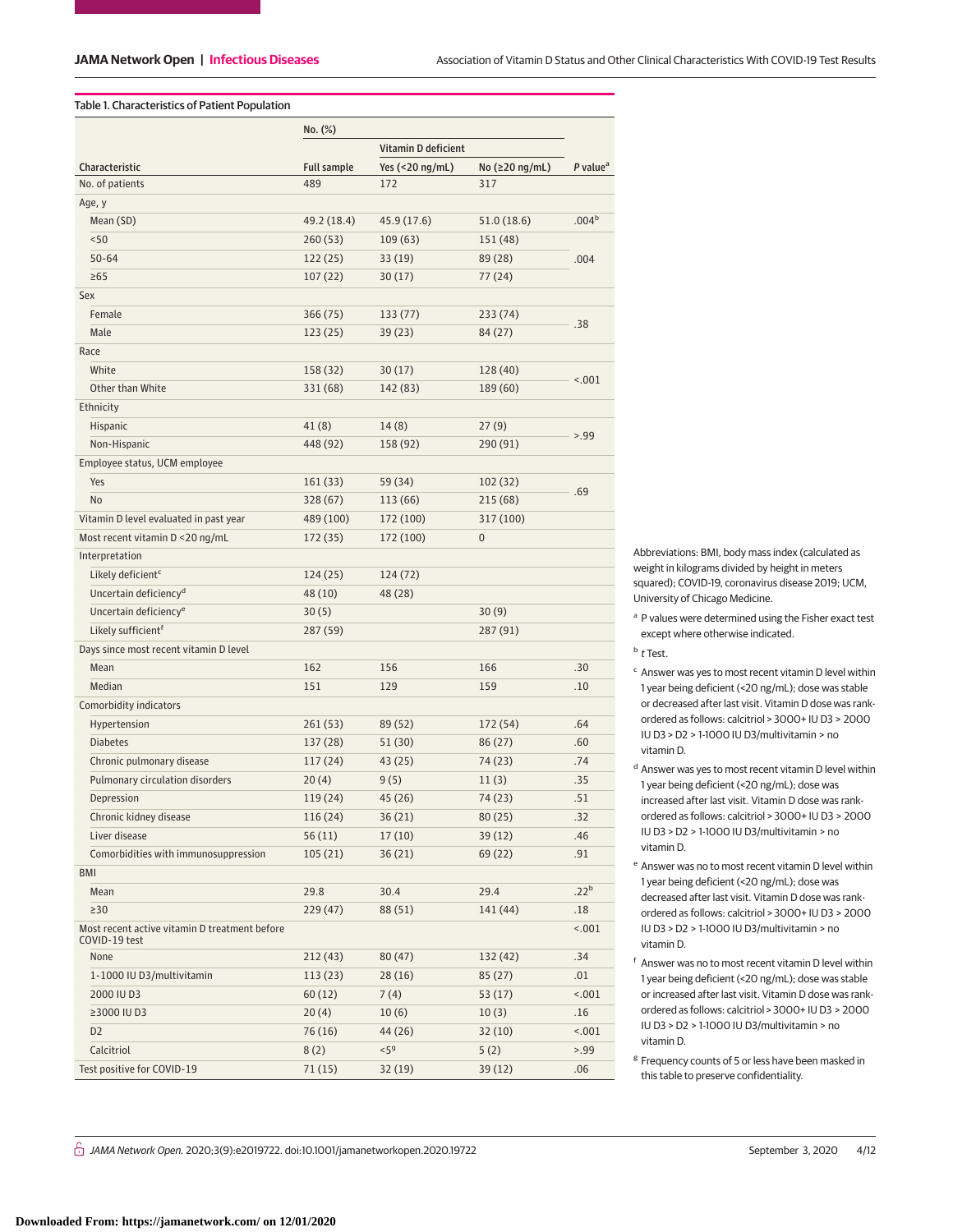Table 1. Characteristics of Patient Population

| Characteristic | No. (%) Full sample | Vitamin D deficient Yes (<20 ng/mL) | Vitamin D deficient No (≥20 ng/mL) | P value[a] |
|---|---|---|---|---|
| No. of patients | 489 | 172 | 317 | |
| Age, y | | | | |
| Mean (SD) | 49.2 (18.4) | 45.9 (17.6) | 51.0 (18.6) | .004[b] |
| <50 | 260 (53) | 109 (63) | 151 (48) | .004 |
| 50-64 | 122 (25) | 33 (19) | 89 (28) | |
| ≥65 | 107 (22) | 30 (17) | 77 (24) | |
| Sex | | | | |
| Female | 366 (75) | 133 (77) | 233 (74) | .38 |
| Male | 123 (25) | 39 (23) | 84 (27) | |
| Race | | | | |
| White | 158 (32) | 30 (17) | 128 (40) | <.001 |
| Other than White | 331 (68) | 142 (83) | 189 (60) | |
| Ethnicity | | | | |
| Hispanic | 41 (8) | 14 (8) | 27 (9) | >.99 |
| Non-Hispanic | 448 (92) | 158 (92) | 290 (91) | |
| Employee status, UCM employee | | | | |
| Yes | 161 (33) | 59 (34) | 102 (32) | .69 |
| No | 328 (67) | 113 (66) | 215 (68) | |
| Vitamin D level evaluated in past year | 489 (100) | 172 (100) | 317 (100) | |
| Most recent vitamin D <20 ng/mL | 172 (35) | 172 (100) | 0 | |
| Interpretation | | | | |
| Likely deficient[c] | 124 (25) | 124 (72) | | |
| Uncertain deficiency[d] | 48 (10) | 48 (28) | | |
| Uncertain deficiency[e] | 30 (5) | | 30 (9) | |
| Likely sufficient[f] | 287 (59) | | 287 (91) | |
| Days since most recent vitamin D level | | | | |
| Mean | 162 | 156 | 166 | .30 |
| Median | 151 | 129 | 159 | .10 |
| Comorbidity indicators | | | | |
| Hypertension | 261 (53) | 89 (52) | 172 (54) | .64 |
| Diabetes | 137 (28) | 51 (30) | 86 (27) | .60 |
| Chronic pulmonary disease | 117 (24) | 43 (25) | 74 (23) | .74 |
| Pulmonary circulation disorders | 20 (4) | 9 (5) | 11 (3) | .35 |
| Depression | 119 (24) | 45 (26) | 74 (23) | .51 |
| Chronic kidney disease | 116 (24) | 36 (21) | 80 (25) | .32 |
| Liver disease | 56 (11) | 17 (10) | 39 (12) | .46 |
| Comorbidities with immunosuppression | 105 (21) | 36 (21) | 69 (22) | .91 |
| BMI | | | | |
| Mean | 29.8 | 30.4 | 29.4 | .22[b] |
| ≥30 | 229 (47) | 88 (51) | 141 (44) | .18 |
| Most recent active vitamin D treatment before COVID-19 test | | | | <.001 |
| None | 212 (43) | 80 (47) | 132 (42) | .34 |
| 1-1000 IU D3/multivitamin | 113 (23) | 28 (16) | 85 (27) | .01 |
| 2000 IU D3 | 60 (12) | 7 (4) | 53 (17) | <.001 |
| ≥3000 IU D3 | 20 (4) | 10 (6) | 10 (3) | .16 |
| D2 | 76 (16) | 44 (26) | 32 (10) | <.001 |
| Calcitriol | 8 (2) | <5[g] | 5 (2) | >.99 |
| Test positive for COVID-19 | 71 (15) | 32 (19) | 39 (12) | .06 |

Abbreviations: BMI, body mass index (calculated as weight in kilograms divided by height in meters squared); COVID-19, coronavirus disease 2019; UCM, University of Chicago Medicine.

[a] P values were determined using the Fisher exact test except where otherwise indicated.

[b] *t* Test.

[c] Answer was yes to most recent vitamin D level within 1 year being deficient (<20 ng/mL); dose was stable or decreased after last visit. Vitamin D dose was rank-ordered as follows: calcitriol > 3000+ IU D3 > 2000 IU D3 > D2 > 1-1000 IU D3/multivitamin > no vitamin D.

[d] Answer was yes to most recent vitamin D level within 1 year being deficient (<20 ng/mL); dose was increased after last visit. Vitamin D dose was rank-ordered as follows: calcitriol > 3000+ IU D3 > 2000 IU D3 > D2 > 1-1000 IU D3/multivitamin > no vitamin D.

[e] Answer was no to most recent vitamin D level within 1 year being deficient (<20 ng/mL); dose was decreased after last visit. Vitamin D dose was rank-ordered as follows: calcitriol > 3000+ IU D3 > 2000 IU D3 > D2 > 1-1000 IU D3/multivitamin > no vitamin D.

[f] Answer was no to most recent vitamin D level within 1 year being deficient (<20 ng/mL); dose was stable or increased after last visit. Vitamin D dose was rank-ordered as follows: calcitriol > 3000+ IU D3 > 2000 IU D3 > D2 > 1-1000 IU D3/multivitamin > no vitamin D.

[g] Frequency counts of 5 or less have been masked in this table to preserve confidentiality.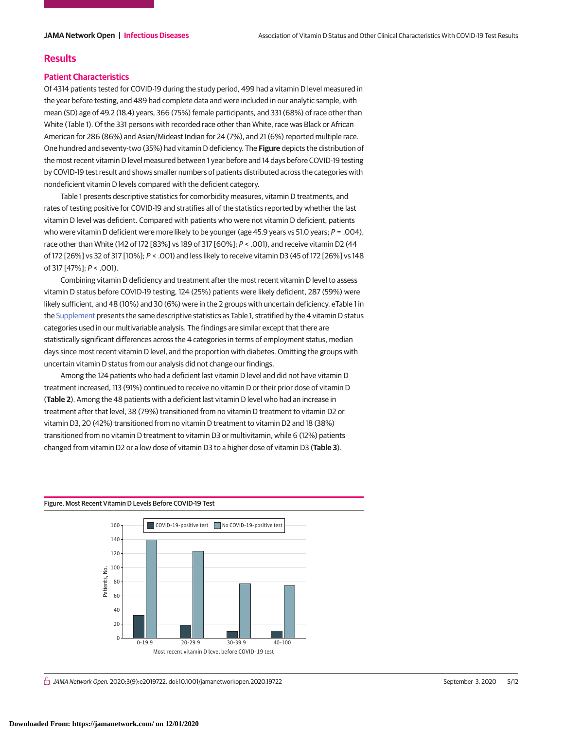## Results

### Patient Characteristics

Of 4314 patients tested for COVID-19 during the study period, 499 had a vitamin D level measured in the year before testing, and 489 had complete data and were included in our analytic sample, with mean (SD) age of 49.2 (18.4) years, 366 (75%) female participants, and 331 (68%) of race other than White (Table 1). Of the 331 persons with recorded race other than White, race was Black or African American for 286 (86%) and Asian/Mideast Indian for 24 (7%), and 21 (6%) reported multiple race. One hundred and seventy-two (35%) had vitamin D deficiency. The **Figure** depicts the distribution of the most recent vitamin D level measured between 1 year before and 14 days before COVID-19 testing by COVID-19 test result and shows smaller numbers of patients distributed across the categories with nondeficient vitamin D levels compared with the deficient category.

Table 1 presents descriptive statistics for comorbidity measures, vitamin D treatments, and rates of testing positive for COVID-19 and stratifies all of the statistics reported by whether the last vitamin D level was deficient. Compared with patients who were not vitamin D deficient, patients who were vitamin D deficient were more likely to be younger (age 45.9 years vs 51.0 years; $P = .004$), race other than White (142 of 172 [83%] vs 189 of 317 [60%]; $P < .001$), and receive vitamin D2 (44 of 172 [26%] vs 32 of 317 [10%]; $P < .001$) and less likely to receive vitamin D3 (45 of 172 [26%] vs 148 of 317 [47%]; $P < .001$).

Combining vitamin D deficiency and treatment after the most recent vitamin D level to assess vitamin D status before COVID-19 testing, 124 (25%) patients were likely deficient, 287 (59%) were likely sufficient, and 48 (10%) and 30 (6%) were in the 2 groups with uncertain deficiency. eTable 1 in the Supplement presents the same descriptive statistics as Table 1, stratified by the 4 vitamin D status categories used in our multivariable analysis. The findings are similar except that there are statistically significant differences across the 4 categories in terms of employment status, median days since most recent vitamin D level, and the proportion with diabetes. Omitting the groups with uncertain vitamin D status from our analysis did not change our findings.

Among the 124 patients who had a deficient last vitamin D level and did not have vitamin D treatment increased, 113 (91%) continued to receive no vitamin D or their prior dose of vitamin D (**Table 2**). Among the 48 patients with a deficient last vitamin D level who had an increase in treatment after that level, 38 (79%) transitioned from no vitamin D treatment to vitamin D2 or vitamin D3, 20 (42%) transitioned from no vitamin D treatment to vitamin D2 and 18 (38%) transitioned from no vitamin D treatment to vitamin D3 or multivitamin, while 6 (12%) patients changed from vitamin D2 or a low dose of vitamin D3 to a higher dose of vitamin D3 (**Table 3**).

Figure. Most Recent Vitamin D Levels Before COVID-19 Test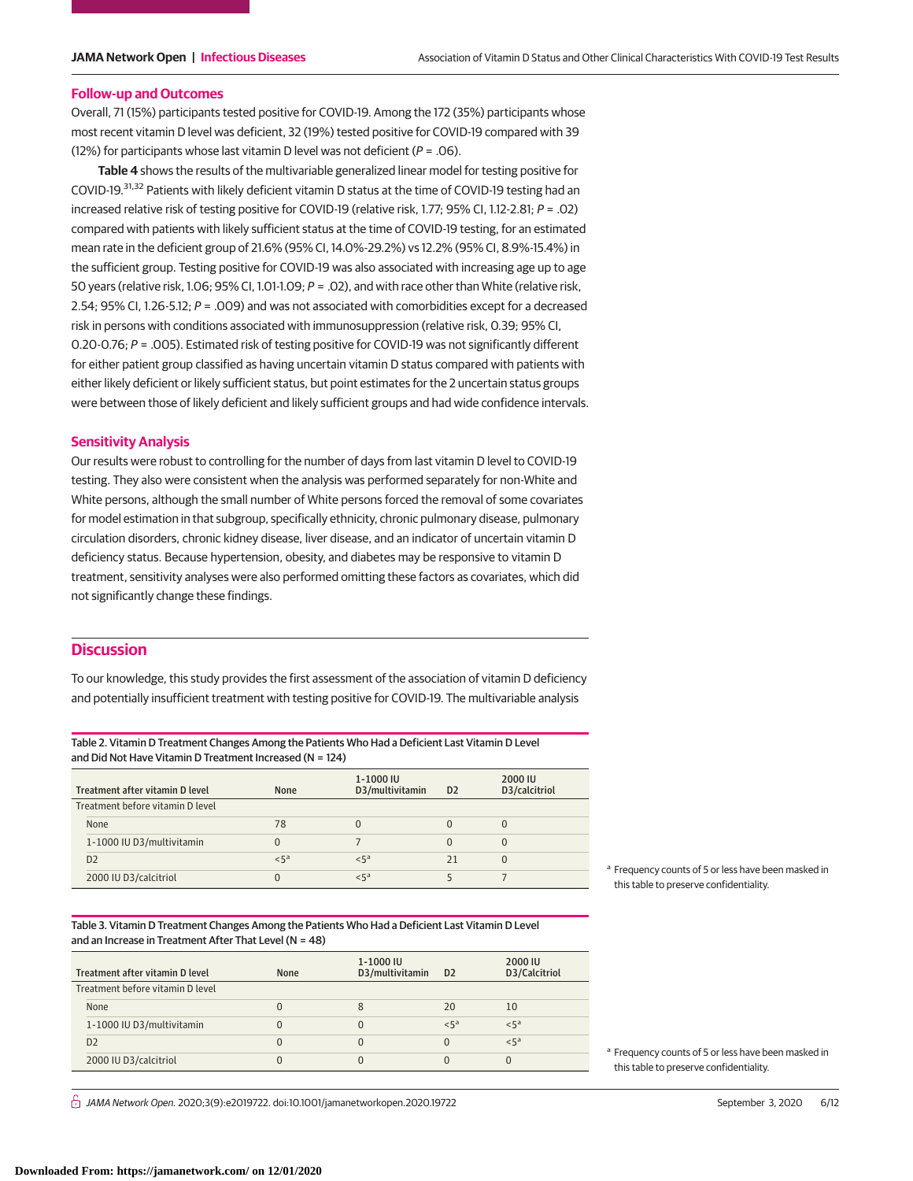## Follow-up and Outcomes

Overall, 71 (15%) participants tested positive for COVID-19. Among the 172 (35%) participants whose most recent vitamin D level was deficient, 32 (19%) tested positive for COVID-19 compared with 39 (12%) for participants whose last vitamin D level was not deficient ($P$ = .06).

**Table 4** shows the results of the multivariable generalized linear model for testing positive for COVID-19.[31,32] Patients with likely deficient vitamin D status at the time of COVID-19 testing had an increased relative risk of testing positive for COVID-19 (relative risk, 1.77; 95% CI, 1.12-2.81; $P$ = .02) compared with patients with likely sufficient status at the time of COVID-19 testing, for an estimated mean rate in the deficient group of 21.6% (95% CI, 14.0%-29.2%) vs 12.2% (95% CI, 8.9%-15.4%) in the sufficient group. Testing positive for COVID-19 was also associated with increasing age up to age 50 years (relative risk, 1.06; 95% CI, 1.01-1.09; $P$ = .02), and with race other than White (relative risk, 2.54; 95% CI, 1.26-5.12; $P$ = .009) and was not associated with comorbidities except for a decreased risk in persons with conditions associated with immunosuppression (relative risk, 0.39; 95% CI, 0.20-0.76; $P$ = .005). Estimated risk of testing positive for COVID-19 was not significantly different for either patient group classified as having uncertain vitamin D status compared with patients with either likely deficient or likely sufficient status, but point estimates for the 2 uncertain status groups were between those of likely deficient and likely sufficient groups and had wide confidence intervals.

## Sensitivity Analysis

Our results were robust to controlling for the number of days from last vitamin D level to COVID-19 testing. They also were consistent when the analysis was performed separately for non-White and White persons, although the small number of White persons forced the removal of some covariates for model estimation in that subgroup, specifically ethnicity, chronic pulmonary disease, pulmonary circulation disorders, chronic kidney disease, liver disease, and an indicator of uncertain vitamin D deficiency status. Because hypertension, obesity, and diabetes may be responsive to vitamin D treatment, sensitivity analyses were also performed omitting these factors as covariates, which did not significantly change these findings.

# Discussion

To our knowledge, this study provides the first assessment of the association of vitamin D deficiency and potentially insufficient treatment with testing positive for COVID-19. The multivariable analysis

Table 2. Vitamin D Treatment Changes Among the Patients Who Had a Deficient Last Vitamin D Level and Did Not Have Vitamin D Treatment Increased (N = 124)

| Treatment after vitamin D level | None | 1-1000 IU D3/multivitamin | D2 | 2000 IU D3/calcitriol |
|---|---|---|---|---|
| Treatment before vitamin D level | | | | |
| None | 78 | 0 | 0 | 0 |
| 1-1000 IU D3/multivitamin | 0 | 7 | 0 | 0 |
| D2 | <5[a] | <5[a] | 21 | 0 |
| 2000 IU D3/calcitriol | 0 | <5[a] | 5 | 7 |

[a] Frequency counts of 5 or less have been masked in this table to preserve confidentiality.

Table 3. Vitamin D Treatment Changes Among the Patients Who Had a Deficient Last Vitamin D Level and an Increase in Treatment After That Level (N = 48)

| Treatment after vitamin D level | None | 1-1000 IU D3/multivitamin | D2 | 2000 IU D3/Calcitriol |
|---|---|---|---|---|
| Treatment before vitamin D level | | | | |
| None | 0 | 8 | 20 | 10 |
| 1-1000 IU D3/multivitamin | 0 | 0 | <5[a] | <5[a] |
| D2 | 0 | 0 | 0 | <5[a] |
| 2000 IU D3/calcitriol | 0 | 0 | 0 | 0 |

[a] Frequency counts of 5 or less have been masked in this table to preserve confidentiality.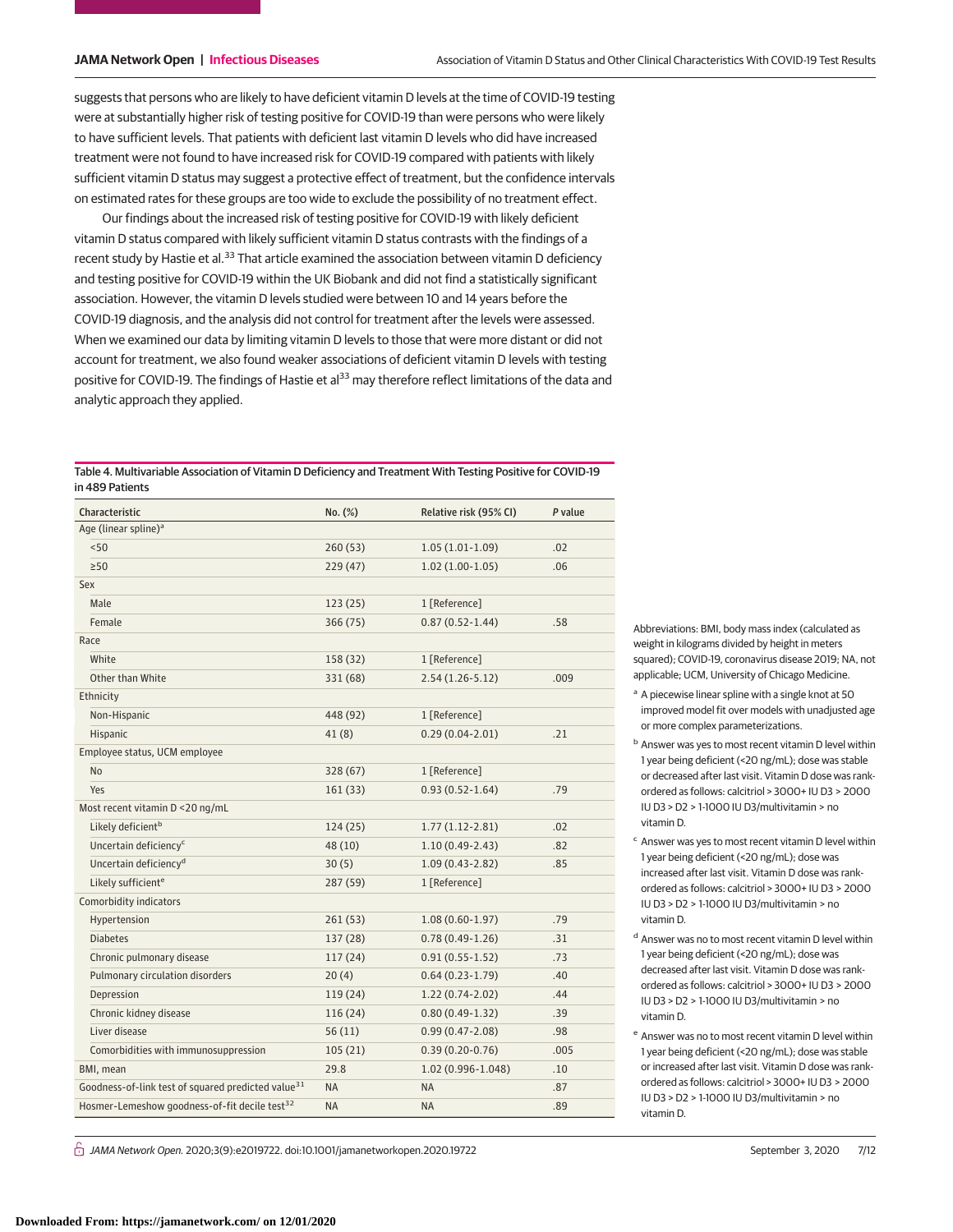suggests that persons who are likely to have deficient vitamin D levels at the time of COVID-19 testing were at substantially higher risk of testing positive for COVID-19 than were persons who were likely to have sufficient levels. That patients with deficient last vitamin D levels who did have increased treatment were not found to have increased risk for COVID-19 compared with patients with likely sufficient vitamin D status may suggest a protective effect of treatment, but the confidence intervals on estimated rates for these groups are too wide to exclude the possibility of no treatment effect.

Our findings about the increased risk of testing positive for COVID-19 with likely deficient vitamin D status compared with likely sufficient vitamin D status contrasts with the findings of a recent study by Hastie et al.[33] That article examined the association between vitamin D deficiency and testing positive for COVID-19 within the UK Biobank and did not find a statistically significant association. However, the vitamin D levels studied were between 10 and 14 years before the COVID-19 diagnosis, and the analysis did not control for treatment after the levels were assessed. When we examined our data by limiting vitamin D levels to those that were more distant or did not account for treatment, we also found weaker associations of deficient vitamin D levels with testing positive for COVID-19. The findings of Hastie et al[33] may therefore reflect limitations of the data and analytic approach they applied.

Table 4. Multivariable Association of Vitamin D Deficiency and Treatment With Testing Positive for COVID-19 in 489 Patients

| Characteristic | No. (%) | Relative risk (95% CI) | *P* value |
|---|---|---|---|
| Age (linear spline)[a] | | | |
| <50 | 260 (53) | 1.05 (1.01-1.09) | .02 |
| ≥50 | 229 (47) | 1.02 (1.00-1.05) | .06 |
| Sex | | | |
| Male | 123 (25) | 1 [Reference] | |
| Female | 366 (75) | 0.87 (0.52-1.44) | .58 |
| Race | | | |
| White | 158 (32) | 1 [Reference] | |
| Other than White | 331 (68) | 2.54 (1.26-5.12) | .009 |
| Ethnicity | | | |
| Non-Hispanic | 448 (92) | 1 [Reference] | |
| Hispanic | 41 (8) | 0.29 (0.04-2.01) | .21 |
| Employee status, UCM employee | | | |
| No | 328 (67) | 1 [Reference] | |
| Yes | 161 (33) | 0.93 (0.52-1.64) | .79 |
| Most recent vitamin D <20 ng/mL | | | |
| Likely deficient[b] | 124 (25) | 1.77 (1.12-2.81) | .02 |
| Uncertain deficiency[c] | 48 (10) | 1.10 (0.49-2.43) | .82 |
| Uncertain deficiency[d] | 30 (5) | 1.09 (0.43-2.82) | .85 |
| Likely sufficient[e] | 287 (59) | 1 [Reference] | |
| Comorbidity indicators | | | |
| Hypertension | 261 (53) | 1.08 (0.60-1.97) | .79 |
| Diabetes | 137 (28) | 0.78 (0.49-1.26) | .31 |
| Chronic pulmonary disease | 117 (24) | 0.91 (0.55-1.52) | .73 |
| Pulmonary circulation disorders | 20 (4) | 0.64 (0.23-1.79) | .40 |
| Depression | 119 (24) | 1.22 (0.74-2.02) | .44 |
| Chronic kidney disease | 116 (24) | 0.80 (0.49-1.32) | .39 |
| Liver disease | 56 (11) | 0.99 (0.47-2.08) | .98 |
| Comorbidities with immunosuppression | 105 (21) | 0.39 (0.20-0.76) | .005 |
| BMI, mean | 29.8 | 1.02 (0.996-1.048) | .10 |
| Goodness-of-link test of squared predicted value[31] | NA | NA | .87 |
| Hosmer-Lemeshow goodness-of-fit decile test[32] | NA | NA | .89 |

Abbreviations: BMI, body mass index (calculated as weight in kilograms divided by height in meters squared); COVID-19, coronavirus disease 2019; NA, not applicable; UCM, University of Chicago Medicine.

[a] A piecewise linear spline with a single knot at 50 improved model fit over models with unadjusted age or more complex parameterizations.

[b] Answer was yes to most recent vitamin D level within 1 year being deficient (<20 ng/mL); dose was stable or decreased after last visit. Vitamin D dose was rank-ordered as follows: calcitriol > 3000+ IU D3 > 2000 IU D3 > D2 > 1-1000 IU D3/multivitamin > no vitamin D.

[c] Answer was yes to most recent vitamin D level within 1 year being deficient (<20 ng/mL); dose was increased after last visit. Vitamin D dose was rank-ordered as follows: calcitriol > 3000+ IU D3 > 2000 IU D3 > D2 > 1-1000 IU D3/multivitamin > no vitamin D.

[d] Answer was no to most recent vitamin D level within 1 year being deficient (<20 ng/mL); dose was decreased after last visit. Vitamin D dose was rank-ordered as follows: calcitriol > 3000+ IU D3 > 2000 IU D3 > D2 > 1-1000 IU D3/multivitamin > no vitamin D.

[e] Answer was no to most recent vitamin D level within 1 year being deficient (<20 ng/mL); dose was stable or increased after last visit. Vitamin D dose was rank-ordered as follows: calcitriol > 3000+ IU D3 > 2000 IU D3 > D2 > 1-1000 IU D3/multivitamin > no vitamin D.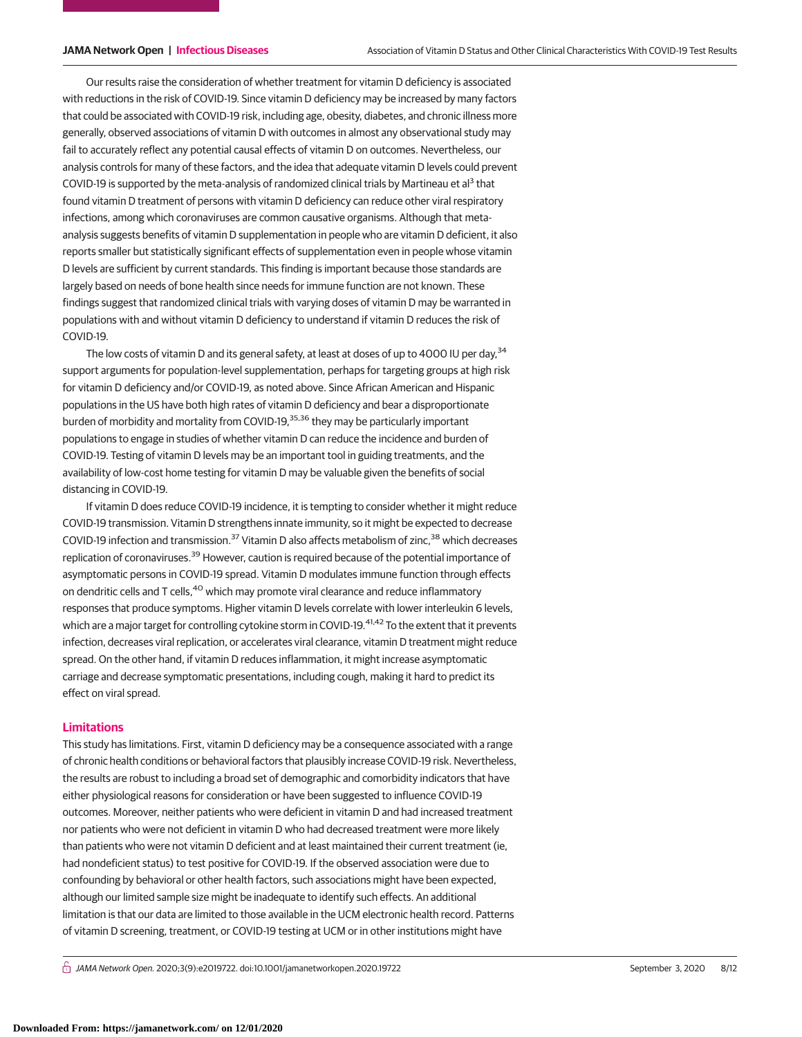Our results raise the consideration of whether treatment for vitamin D deficiency is associated with reductions in the risk of COVID-19. Since vitamin D deficiency may be increased by many factors that could be associated with COVID-19 risk, including age, obesity, diabetes, and chronic illness more generally, observed associations of vitamin D with outcomes in almost any observational study may fail to accurately reflect any potential causal effects of vitamin D on outcomes. Nevertheless, our analysis controls for many of these factors, and the idea that adequate vitamin D levels could prevent COVID-19 is supported by the meta-analysis of randomized clinical trials by Martineau et al[3] that found vitamin D treatment of persons with vitamin D deficiency can reduce other viral respiratory infections, among which coronaviruses are common causative organisms. Although that meta-analysis suggests benefits of vitamin D supplementation in people who are vitamin D deficient, it also reports smaller but statistically significant effects of supplementation even in people whose vitamin D levels are sufficient by current standards. This finding is important because those standards are largely based on needs of bone health since needs for immune function are not known. These findings suggest that randomized clinical trials with varying doses of vitamin D may be warranted in populations with and without vitamin D deficiency to understand if vitamin D reduces the risk of COVID-19.

The low costs of vitamin D and its general safety, at least at doses of up to 4000 IU per day,[34] support arguments for population-level supplementation, perhaps for targeting groups at high risk for vitamin D deficiency and/or COVID-19, as noted above. Since African American and Hispanic populations in the US have both high rates of vitamin D deficiency and bear a disproportionate burden of morbidity and mortality from COVID-19,[35,36] they may be particularly important populations to engage in studies of whether vitamin D can reduce the incidence and burden of COVID-19. Testing of vitamin D levels may be an important tool in guiding treatments, and the availability of low-cost home testing for vitamin D may be valuable given the benefits of social distancing in COVID-19.

If vitamin D does reduce COVID-19 incidence, it is tempting to consider whether it might reduce COVID-19 transmission. Vitamin D strengthens innate immunity, so it might be expected to decrease COVID-19 infection and transmission.[37] Vitamin D also affects metabolism of zinc,[38] which decreases replication of coronaviruses.[39] However, caution is required because of the potential importance of asymptomatic persons in COVID-19 spread. Vitamin D modulates immune function through effects on dendritic cells and T cells,[40] which may promote viral clearance and reduce inflammatory responses that produce symptoms. Higher vitamin D levels correlate with lower interleukin 6 levels, which are a major target for controlling cytokine storm in COVID-19.[41,42] To the extent that it prevents infection, decreases viral replication, or accelerates viral clearance, vitamin D treatment might reduce spread. On the other hand, if vitamin D reduces inflammation, it might increase asymptomatic carriage and decrease symptomatic presentations, including cough, making it hard to predict its effect on viral spread.

## Limitations

This study has limitations. First, vitamin D deficiency may be a consequence associated with a range of chronic health conditions or behavioral factors that plausibly increase COVID-19 risk. Nevertheless, the results are robust to including a broad set of demographic and comorbidity indicators that have either physiological reasons for consideration or have been suggested to influence COVID-19 outcomes. Moreover, neither patients who were deficient in vitamin D and had increased treatment nor patients who were not deficient in vitamin D who had decreased treatment were more likely than patients who were not vitamin D deficient and at least maintained their current treatment (ie, had nondeficient status) to test positive for COVID-19. If the observed association were due to confounding by behavioral or other health factors, such associations might have been expected, although our limited sample size might be inadequate to identify such effects. An additional limitation is that our data are limited to those available in the UCM electronic health record. Patterns of vitamin D screening, treatment, or COVID-19 testing at UCM or in other institutions might have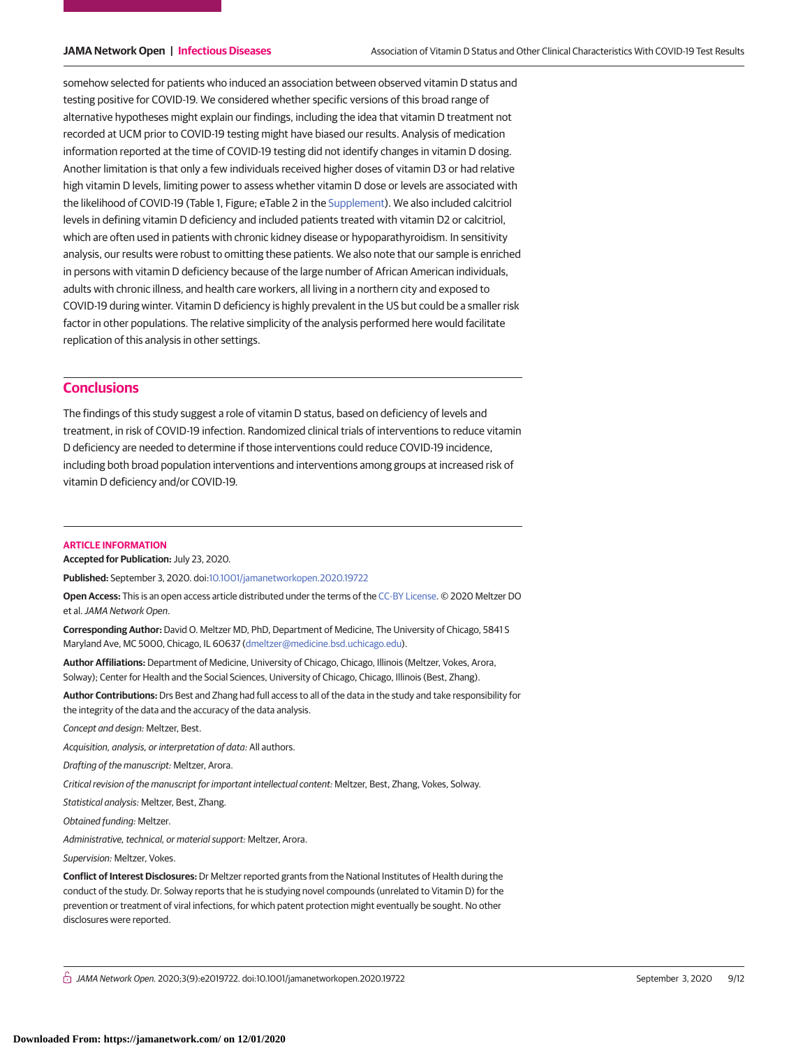somehow selected for patients who induced an association between observed vitamin D status and testing positive for COVID-19. We considered whether specific versions of this broad range of alternative hypotheses might explain our findings, including the idea that vitamin D treatment not recorded at UCM prior to COVID-19 testing might have biased our results. Analysis of medication information reported at the time of COVID-19 testing did not identify changes in vitamin D dosing. Another limitation is that only a few individuals received higher doses of vitamin D3 or had relative high vitamin D levels, limiting power to assess whether vitamin D dose or levels are associated with the likelihood of COVID-19 (Table 1, Figure; eTable 2 in the Supplement). We also included calcitriol levels in defining vitamin D deficiency and included patients treated with vitamin D2 or calcitriol, which are often used in patients with chronic kidney disease or hypoparathyroidism. In sensitivity analysis, our results were robust to omitting these patients. We also note that our sample is enriched in persons with vitamin D deficiency because of the large number of African American individuals, adults with chronic illness, and health care workers, all living in a northern city and exposed to COVID-19 during winter. Vitamin D deficiency is highly prevalent in the US but could be a smaller risk factor in other populations. The relative simplicity of the analysis performed here would facilitate replication of this analysis in other settings.

## Conclusions

The findings of this study suggest a role of vitamin D status, based on deficiency of levels and treatment, in risk of COVID-19 infection. Randomized clinical trials of interventions to reduce vitamin D deficiency are needed to determine if those interventions could reduce COVID-19 incidence, including both broad population interventions and interventions among groups at increased risk of vitamin D deficiency and/or COVID-19.

### ARTICLE INFORMATION

**Accepted for Publication:** July 23, 2020.

**Published:** September 3, 2020. doi:10.1001/jamanetworkopen.2020.19722

**Open Access:** This is an open access article distributed under the terms of the CC-BY License. © 2020 Meltzer DO et al. *JAMA Network Open*.

**Corresponding Author:** David O. Meltzer MD, PhD, Department of Medicine, The University of Chicago, 5841 S Maryland Ave, MC 5000, Chicago, IL 60637 (dmeltzer@medicine.bsd.uchicago.edu).

**Author Affiliations:** Department of Medicine, University of Chicago, Chicago, Illinois (Meltzer, Vokes, Arora, Solway); Center for Health and the Social Sciences, University of Chicago, Chicago, Illinois (Best, Zhang).

**Author Contributions:** Drs Best and Zhang had full access to all of the data in the study and take responsibility for the integrity of the data and the accuracy of the data analysis.

*Concept and design:* Meltzer, Best.

*Acquisition, analysis, or interpretation of data:* All authors.

*Drafting of the manuscript:* Meltzer, Arora.

*Critical revision of the manuscript for important intellectual content:* Meltzer, Best, Zhang, Vokes, Solway.

*Statistical analysis:* Meltzer, Best, Zhang.

*Obtained funding:* Meltzer.

*Administrative, technical, or material support:* Meltzer, Arora.

*Supervision:* Meltzer, Vokes.

**Conflict of Interest Disclosures:** Dr Meltzer reported grants from the National Institutes of Health during the conduct of the study. Dr. Solway reports that he is studying novel compounds (unrelated to Vitamin D) for the prevention or treatment of viral infections, for which patent protection might eventually be sought. No other disclosures were reported.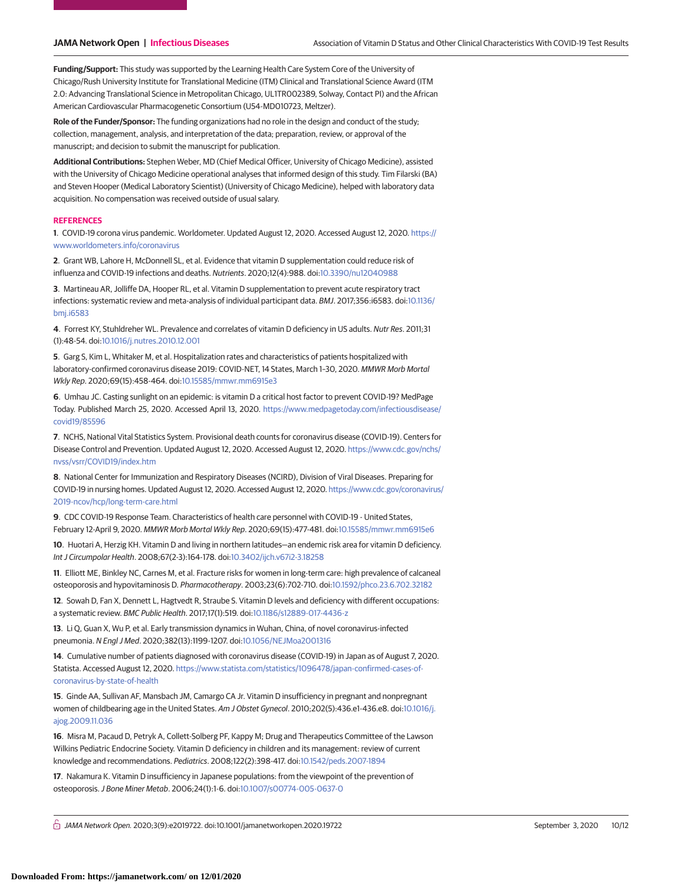**Funding/Support:** This study was supported by the Learning Health Care System Core of the University of Chicago/Rush University Institute for Translational Medicine (ITM) Clinical and Translational Science Award (ITM 2.0: Advancing Translational Science in Metropolitan Chicago, UL1TR002389, Solway, Contact PI) and the African American Cardiovascular Pharmacogenetic Consortium (U54-MD010723, Meltzer).

**Role of the Funder/Sponsor:** The funding organizations had no role in the design and conduct of the study; collection, management, analysis, and interpretation of the data; preparation, review, or approval of the manuscript; and decision to submit the manuscript for publication.

**Additional Contributions:** Stephen Weber, MD (Chief Medical Officer, University of Chicago Medicine), assisted with the University of Chicago Medicine operational analyses that informed design of this study. Tim Filarski (BA) and Steven Hooper (Medical Laboratory Scientist) (University of Chicago Medicine), helped with laboratory data acquisition. No compensation was received outside of usual salary.

## REFERENCES

**1**. COVID-19 corona virus pandemic. Worldometer. Updated August 12, 2020. Accessed August 12, 2020. https://www.worldometers.info/coronavirus

**2**. Grant WB, Lahore H, McDonnell SL, et al. Evidence that vitamin D supplementation could reduce risk of influenza and COVID-19 infections and deaths. *Nutrients*. 2020;12(4):988. doi:10.3390/nu12040988

**3**. Martineau AR, Jolliffe DA, Hooper RL, et al. Vitamin D supplementation to prevent acute respiratory tract infections: systematic review and meta-analysis of individual participant data. *BMJ*. 2017;356:i6583. doi:10.1136/bmj.i6583

**4**. Forrest KY, Stuhldreher WL. Prevalence and correlates of vitamin D deficiency in US adults. *Nutr Res*. 2011;31(1):48-54. doi:10.1016/j.nutres.2010.12.001

**5**. Garg S, Kim L, Whitaker M, et al. Hospitalization rates and characteristics of patients hospitalized with laboratory-confirmed coronavirus disease 2019: COVID-NET, 14 States, March 1–30, 2020. *MMWR Morb Mortal Wkly Rep*. 2020;69(15):458-464. doi:10.15585/mmwr.mm6915e3

**6**. Umhau JC. Casting sunlight on an epidemic: is vitamin D a critical host factor to prevent COVID-19? MedPage Today. Published March 25, 2020. Accessed April 13, 2020. https://www.medpagetoday.com/infectiousdisease/covid19/85596

**7**. NCHS, National Vital Statistics System. Provisional death counts for coronavirus disease (COVID-19). Centers for Disease Control and Prevention. Updated August 12, 2020. Accessed August 12, 2020. https://www.cdc.gov/nchs/nvss/vsrr/COVID19/index.htm

**8**. National Center for Immunization and Respiratory Diseases (NCIRD), Division of Viral Diseases. Preparing for COVID-19 in nursing homes. Updated August 12, 2020. Accessed August 12, 2020. https://www.cdc.gov/coronavirus/2019-ncov/hcp/long-term-care.html

**9**. CDC COVID-19 Response Team. Characteristics of health care personnel with COVID-19 - United States, February 12-April 9, 2020. *MMWR Morb Mortal Wkly Rep*. 2020;69(15):477-481. doi:10.15585/mmwr.mm6915e6

**10**. Huotari A, Herzig KH. Vitamin D and living in northern latitudes—an endemic risk area for vitamin D deficiency. *Int J Circumpolar Health*. 2008;67(2-3):164-178. doi:10.3402/ijch.v67i2-3.18258

**11**. Elliott ME, Binkley NC, Carnes M, et al. Fracture risks for women in long-term care: high prevalence of calcaneal osteoporosis and hypovitaminosis D. *Pharmacotherapy*. 2003;23(6):702-710. doi:10.1592/phco.23.6.702.32182

**12**. Sowah D, Fan X, Dennett L, Hagtvedt R, Straube S. Vitamin D levels and deficiency with different occupations: a systematic review. *BMC Public Health*. 2017;17(1):519. doi:10.1186/s12889-017-4436-z

**13**. Li Q, Guan X, Wu P, et al. Early transmission dynamics in Wuhan, China, of novel coronavirus-infected pneumonia. *N Engl J Med*. 2020;382(13):1199-1207. doi:10.1056/NEJMoa2001316

**14**. Cumulative number of patients diagnosed with coronavirus disease (COVID-19) in Japan as of August 7, 2020. Statista. Accessed August 12, 2020. https://www.statista.com/statistics/1096478/japan-confirmed-cases-of-coronavirus-by-state-of-health

**15**. Ginde AA, Sullivan AF, Mansbach JM, Camargo CA Jr. Vitamin D insufficiency in pregnant and nonpregnant women of childbearing age in the United States. *Am J Obstet Gynecol*. 2010;202(5):436.e1-436.e8. doi:10.1016/j.ajog.2009.11.036

**16**. Misra M, Pacaud D, Petryk A, Collett-Solberg PF, Kappy M; Drug and Therapeutics Committee of the Lawson Wilkins Pediatric Endocrine Society. Vitamin D deficiency in children and its management: review of current knowledge and recommendations. *Pediatrics*. 2008;122(2):398-417. doi:10.1542/peds.2007-1894

**17**. Nakamura K. Vitamin D insufficiency in Japanese populations: from the viewpoint of the prevention of osteoporosis. *J Bone Miner Metab*. 2006;24(1):1-6. doi:10.1007/s00774-005-0637-0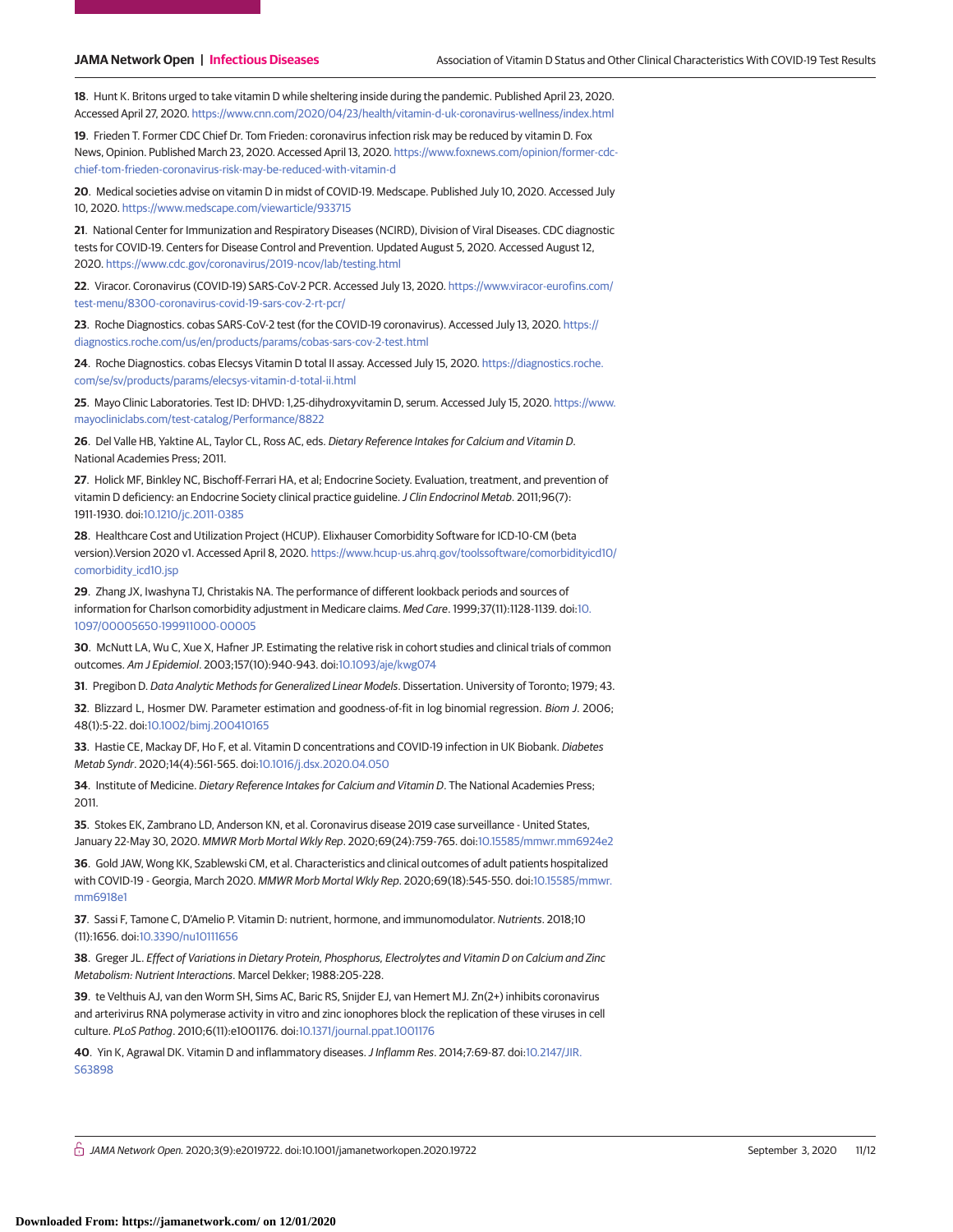**18**. Hunt K. Britons urged to take vitamin D while sheltering inside during the pandemic. Published April 23, 2020. Accessed April 27, 2020. https://www.cnn.com/2020/04/23/health/vitamin-d-uk-coronavirus-wellness/index.html

**19**. Frieden T. Former CDC Chief Dr. Tom Frieden: coronavirus infection risk may be reduced by vitamin D. Fox News, Opinion. Published March 23, 2020. Accessed April 13, 2020. https://www.foxnews.com/opinion/former-cdc-chief-tom-frieden-coronavirus-risk-may-be-reduced-with-vitamin-d

**20**. Medical societies advise on vitamin D in midst of COVID-19. Medscape. Published July 10, 2020. Accessed July 10, 2020. https://www.medscape.com/viewarticle/933715

**21**. National Center for Immunization and Respiratory Diseases (NCIRD), Division of Viral Diseases. CDC diagnostic tests for COVID-19. Centers for Disease Control and Prevention. Updated August 5, 2020. Accessed August 12, 2020. https://www.cdc.gov/coronavirus/2019-ncov/lab/testing.html

**22**. Viracor. Coronavirus (COVID-19) SARS-CoV-2 PCR. Accessed July 13, 2020. https://www.viracor-eurofins.com/test-menu/8300-coronavirus-covid-19-sars-cov-2-rt-pcr/

**23**. Roche Diagnostics. cobas SARS-CoV-2 test (for the COVID-19 coronavirus). Accessed July 13, 2020. https://diagnostics.roche.com/us/en/products/params/cobas-sars-cov-2-test.html

**24**. Roche Diagnostics. cobas Elecsys Vitamin D total II assay. Accessed July 15, 2020. https://diagnostics.roche.com/se/sv/products/params/elecsys-vitamin-d-total-ii.html

**25**. Mayo Clinic Laboratories. Test ID: DHVD: 1,25-dihydroxyvitamin D, serum. Accessed July 15, 2020. https://www.mayocliniclabs.com/test-catalog/Performance/8822

**26**. Del Valle HB, Yaktine AL, Taylor CL, Ross AC, eds. *Dietary Reference Intakes for Calcium and Vitamin D*. National Academies Press; 2011.

**27**. Holick MF, Binkley NC, Bischoff-Ferrari HA, et al; Endocrine Society. Evaluation, treatment, and prevention of vitamin D deficiency: an Endocrine Society clinical practice guideline. *J Clin Endocrinol Metab*. 2011;96(7):1911-1930. doi:10.1210/jc.2011-0385

**28**. Healthcare Cost and Utilization Project (HCUP). Elixhauser Comorbidity Software for ICD-10-CM (beta version).Version 2020 v1. Accessed April 8, 2020. https://www.hcup-us.ahrq.gov/toolssoftware/comorbidityicd10/comorbidity_icd10.jsp

**29**. Zhang JX, Iwashyna TJ, Christakis NA. The performance of different lookback periods and sources of information for Charlson comorbidity adjustment in Medicare claims. *Med Care*. 1999;37(11):1128-1139. doi:10.1097/00005650-199911000-00005

**30**. McNutt LA, Wu C, Xue X, Hafner JP. Estimating the relative risk in cohort studies and clinical trials of common outcomes. *Am J Epidemiol*. 2003;157(10):940-943. doi:10.1093/aje/kwg074

**31**. Pregibon D. *Data Analytic Methods for Generalized Linear Models*. Dissertation. University of Toronto; 1979; 43.

**32**. Blizzard L, Hosmer DW. Parameter estimation and goodness-of-fit in log binomial regression. *Biom J*. 2006;48(1):5-22. doi:10.1002/bimj.200410165

**33**. Hastie CE, Mackay DF, Ho F, et al. Vitamin D concentrations and COVID-19 infection in UK Biobank. *Diabetes Metab Syndr*. 2020;14(4):561-565. doi:10.1016/j.dsx.2020.04.050

**34**. Institute of Medicine. *Dietary Reference Intakes for Calcium and Vitamin D*. The National Academies Press; 2011.

**35**. Stokes EK, Zambrano LD, Anderson KN, et al. Coronavirus disease 2019 case surveillance - United States, January 22-May 30, 2020. *MMWR Morb Mortal Wkly Rep*. 2020;69(24):759-765. doi:10.15585/mmwr.mm6924e2

**36**. Gold JAW, Wong KK, Szablewski CM, et al. Characteristics and clinical outcomes of adult patients hospitalized with COVID-19 - Georgia, March 2020. *MMWR Morb Mortal Wkly Rep*. 2020;69(18):545-550. doi:10.15585/mmwr.mm6918e1

**37**. Sassi F, Tamone C, D'Amelio P. Vitamin D: nutrient, hormone, and immunomodulator. *Nutrients*. 2018;10(11):1656. doi:10.3390/nu10111656

**38**. Greger JL. *Effect of Variations in Dietary Protein, Phosphorus, Electrolytes and Vitamin D on Calcium and Zinc Metabolism: Nutrient Interactions*. Marcel Dekker; 1988:205-228.

**39**. te Velthuis AJ, van den Worm SH, Sims AC, Baric RS, Snijder EJ, van Hemert MJ. Zn(2+) inhibits coronavirus and arterivirus RNA polymerase activity in vitro and zinc ionophores block the replication of these viruses in cell culture. *PLoS Pathog*. 2010;6(11):e1001176. doi:10.1371/journal.ppat.1001176

**40**. Yin K, Agrawal DK. Vitamin D and inflammatory diseases. *J Inflamm Res*. 2014;7:69-87. doi:10.2147/JIR.S63898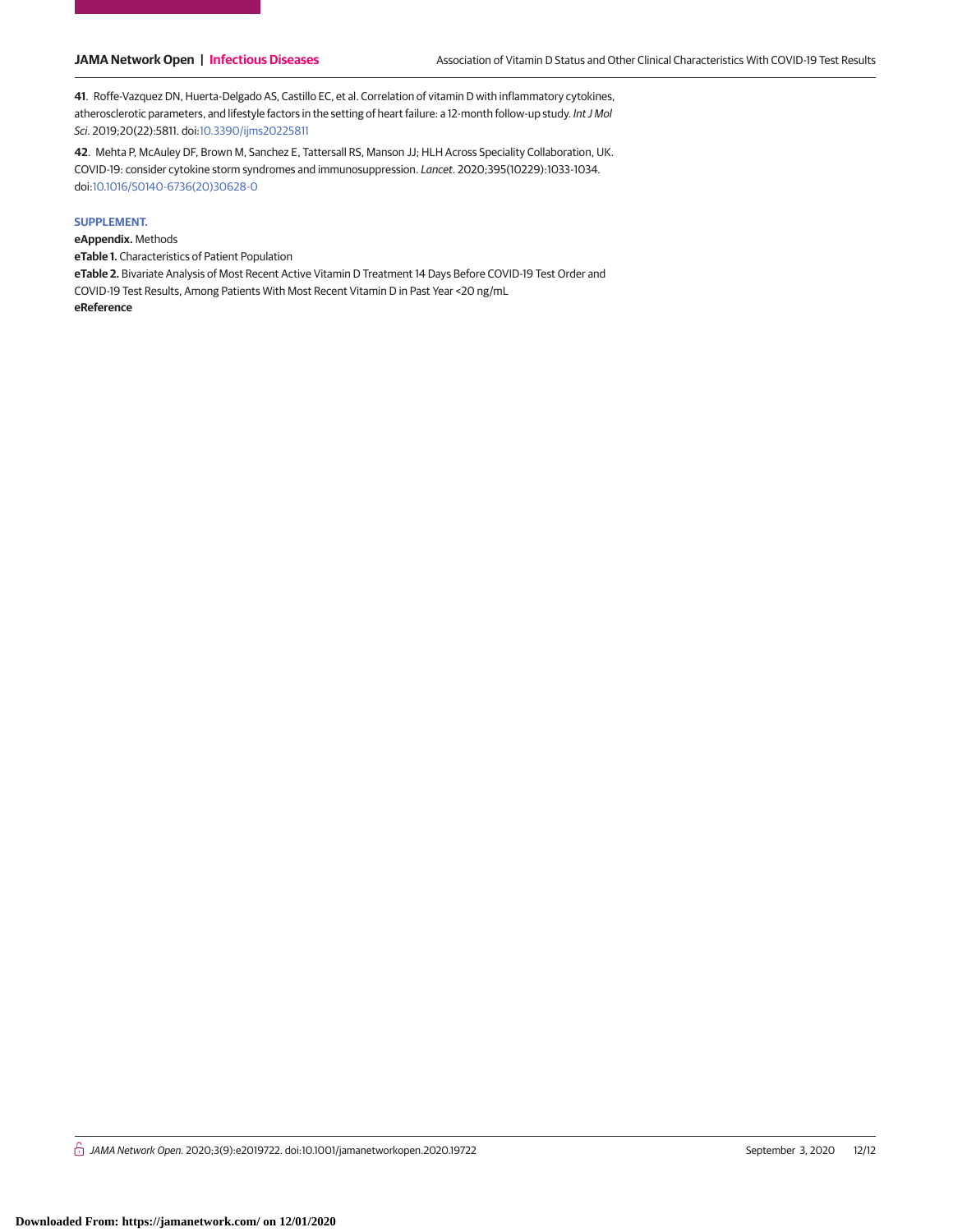**41**. Roffe-Vazquez DN, Huerta-Delgado AS, Castillo EC, et al. Correlation of vitamin D with inflammatory cytokines, atherosclerotic parameters, and lifestyle factors in the setting of heart failure: a 12-month follow-up study. *Int J Mol Sci*. 2019;20(22):5811. doi:10.3390/ijms20225811

**42**. Mehta P, McAuley DF, Brown M, Sanchez E, Tattersall RS, Manson JJ; HLH Across Speciality Collaboration, UK. COVID-19: consider cytokine storm syndromes and immunosuppression. *Lancet*. 2020;395(10229):1033-1034. doi:10.1016/S0140-6736(20)30628-0

**SUPPLEMENT.**

**eAppendix.** Methods

**eTable 1.** Characteristics of Patient Population

**eTable 2.** Bivariate Analysis of Most Recent Active Vitamin D Treatment 14 Days Before COVID-19 Test Order and COVID-19 Test Results, Among Patients With Most Recent Vitamin D in Past Year <20 ng/mL

**eReference**